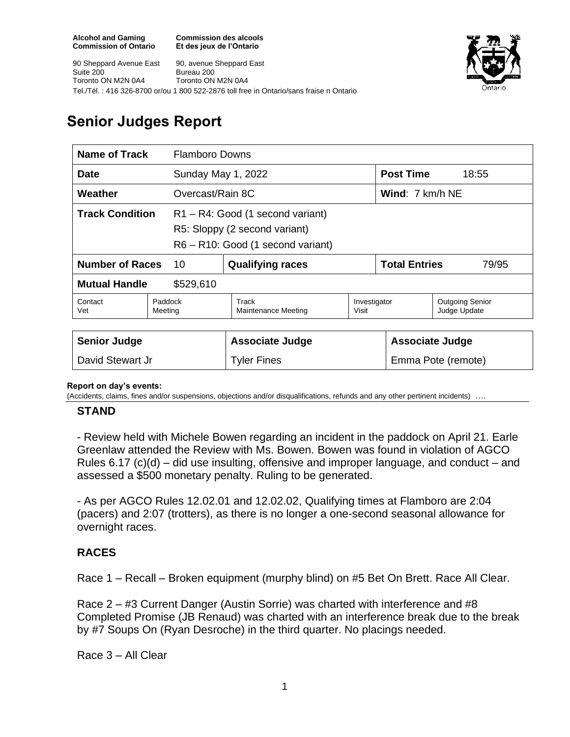**Alcohol and Gaming Commission of Ontario**
**Commission des alcools Et des jeux de l'Ontario**

90 Sheppard Avenue East
Suite 200
Toronto ON M2N 0A4

90, avenue Sheppard East
Bureau 200
Toronto ON M2N 0A4

Tel./Tél. : 416 326-8700 or/ou 1 800 522-2876 toll free in Ontario/sans fraise n Ontario

# Senior Judges Report

| **Name of Track** | Flamboro Downs | | | |
|---|---|---|---|---|
| **Date** | Sunday May 1, 2022 | | **Post Time** | 18:55 |
| **Weather** | Overcast/Rain 8C | | **Wind**: 7 km/h NE | |
| **Track Condition** | R1 – R4: Good (1 second variant)<br>R5: Sloppy (2 second variant)<br>R6 – R10: Good (1 second variant) | | | |
| **Number of Races** | 10 | **Qualifying races** | **Total Entries** | 79/95 |
| **Mutual Handle** | $529,610 | | | |

| Contact Vet | Paddock Meeting | Track Maintenance Meeting | Investigator Visit | Outgoing Senior Judge Update |
|---|---|---|---|---|

| **Senior Judge** | **Associate Judge** | **Associate Judge** |
|---|---|---|
| David Stewart Jr | Tyler Fines | Emma Pote (remote) |

**Report on day's events:**
(Accidents, claims, fines and/or suspensions, objections and/or disqualifications, refunds and any other pertinent incidents) ….

## STAND

- Review held with Michele Bowen regarding an incident in the paddock on April 21. Earle Greenlaw attended the Review with Ms. Bowen. Bowen was found in violation of AGCO Rules 6.17 (c)(d) – did use insulting, offensive and improper language, and conduct – and assessed a $500 monetary penalty. Ruling to be generated.

- As per AGCO Rules 12.02.01 and 12.02.02, Qualifying times at Flamboro are 2:04 (pacers) and 2:07 (trotters), as there is no longer a one-second seasonal allowance for overnight races.

## RACES

Race 1 – Recall – Broken equipment (murphy blind) on #5 Bet On Brett. Race All Clear.

Race 2 – #3 Current Danger (Austin Sorrie) was charted with interference and #8 Completed Promise (JB Renaud) was charted with an interference break due to the break by #7 Soups On (Ryan Desroche) in the third quarter. No placings needed.

Race 3 – All Clear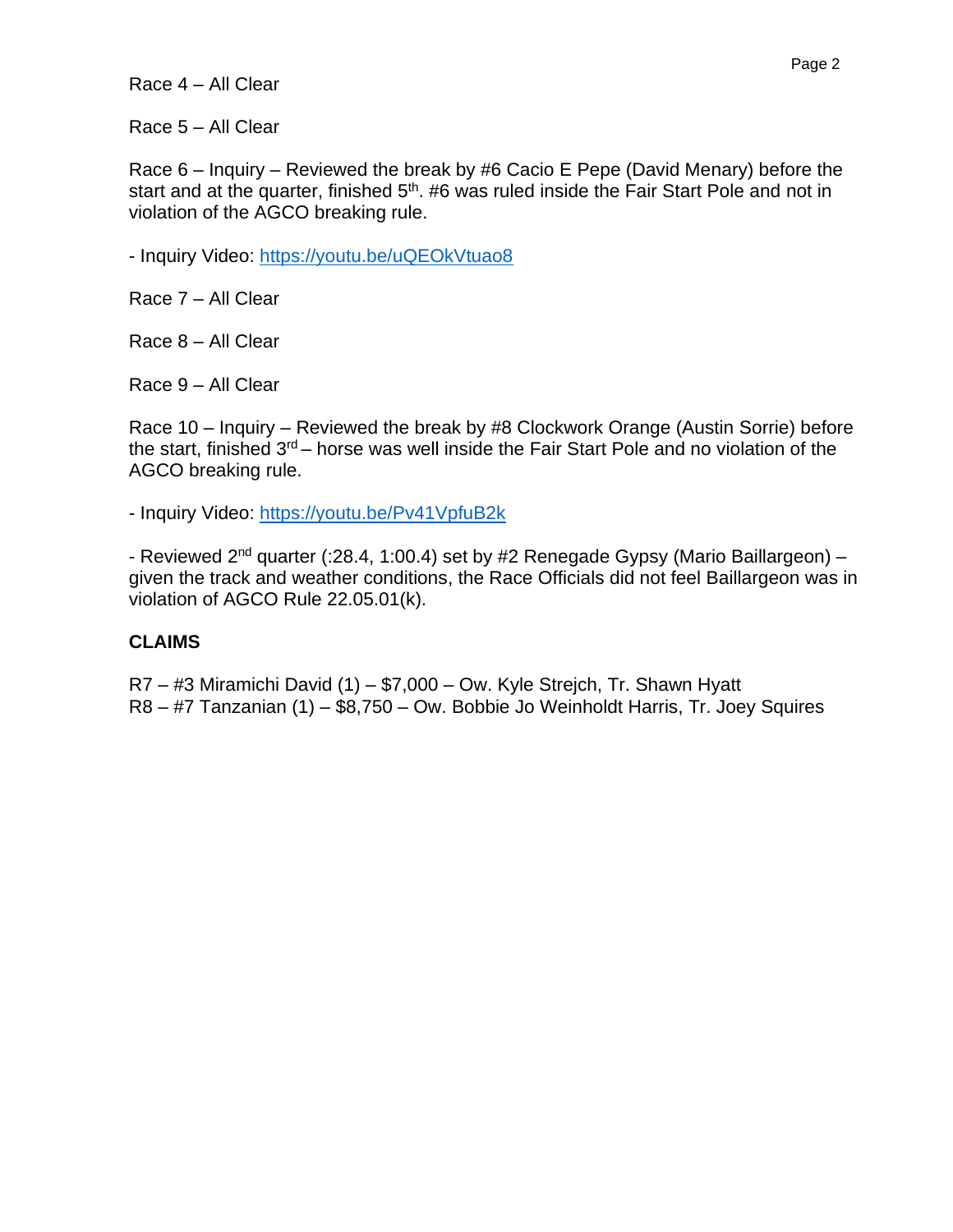Race 4 – All Clear

Race 5 – All Clear

Race 6 – Inquiry – Reviewed the break by #6 Cacio E Pepe (David Menary) before the start and at the quarter, finished 5th. #6 was ruled inside the Fair Start Pole and not in violation of the AGCO breaking rule.

- Inquiry Video: [https://youtu.be/uQEOkVtuao8](https://youtu.be/uQEOkVtuao8)

Race 7 – All Clear

Race 8 – All Clear

Race 9 – All Clear

Race 10 – Inquiry – Reviewed the break by #8 Clockwork Orange (Austin Sorrie) before the start, finished 3rd – horse was well inside the Fair Start Pole and no violation of the AGCO breaking rule.

- Inquiry Video: [https://youtu.be/Pv41VpfuB2k](https://youtu.be/Pv41VpfuB2k)

- Reviewed 2nd quarter (:28.4, 1:00.4) set by #2 Renegade Gypsy (Mario Baillargeon) – given the track and weather conditions, the Race Officials did not feel Baillargeon was in violation of AGCO Rule 22.05.01(k).

**CLAIMS**

R7 – #3 Miramichi David (1) – $7,000 – Ow. Kyle Strejch, Tr. Shawn Hyatt
R8 – #7 Tanzanian (1) – $8,750 – Ow. Bobbie Jo Weinholdt Harris, Tr. Joey Squires